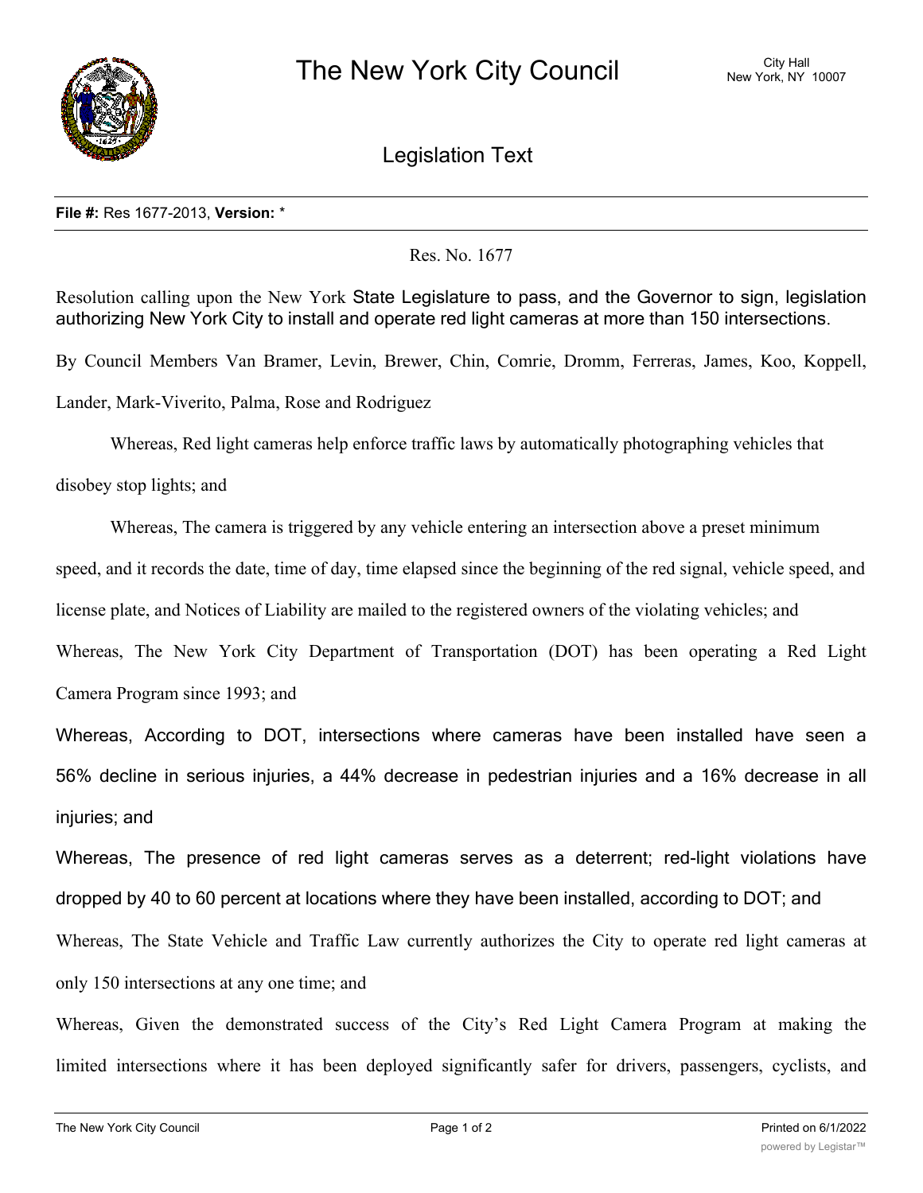# The New York City Council

City Hall
New York, NY 10007

## Legislation Text

**File #:** Res 1677-2013, **Version:** *

Res. No. 1677

Resolution calling upon the New York State Legislature to pass, and the Governor to sign, legislation authorizing New York City to install and operate red light cameras at more than 150 intersections.

By Council Members Van Bramer, Levin, Brewer, Chin, Comrie, Dromm, Ferreras, James, Koo, Koppell, Lander, Mark-Viverito, Palma, Rose and Rodriguez

Whereas, Red light cameras help enforce traffic laws by automatically photographing vehicles that disobey stop lights; and

Whereas, The camera is triggered by any vehicle entering an intersection above a preset minimum speed, and it records the date, time of day, time elapsed since the beginning of the red signal, vehicle speed, and license plate, and Notices of Liability are mailed to the registered owners of the violating vehicles; and

Whereas, The New York City Department of Transportation (DOT) has been operating a Red Light Camera Program since 1993; and

Whereas, According to DOT, intersections where cameras have been installed have seen a 56% decline in serious injuries, a 44% decrease in pedestrian injuries and a 16% decrease in all injuries; and

Whereas, The presence of red light cameras serves as a deterrent; red-light violations have dropped by 40 to 60 percent at locations where they have been installed, according to DOT; and

Whereas, The State Vehicle and Traffic Law currently authorizes the City to operate red light cameras at only 150 intersections at any one time; and

Whereas, Given the demonstrated success of the City's Red Light Camera Program at making the limited intersections where it has been deployed significantly safer for drivers, passengers, cyclists, and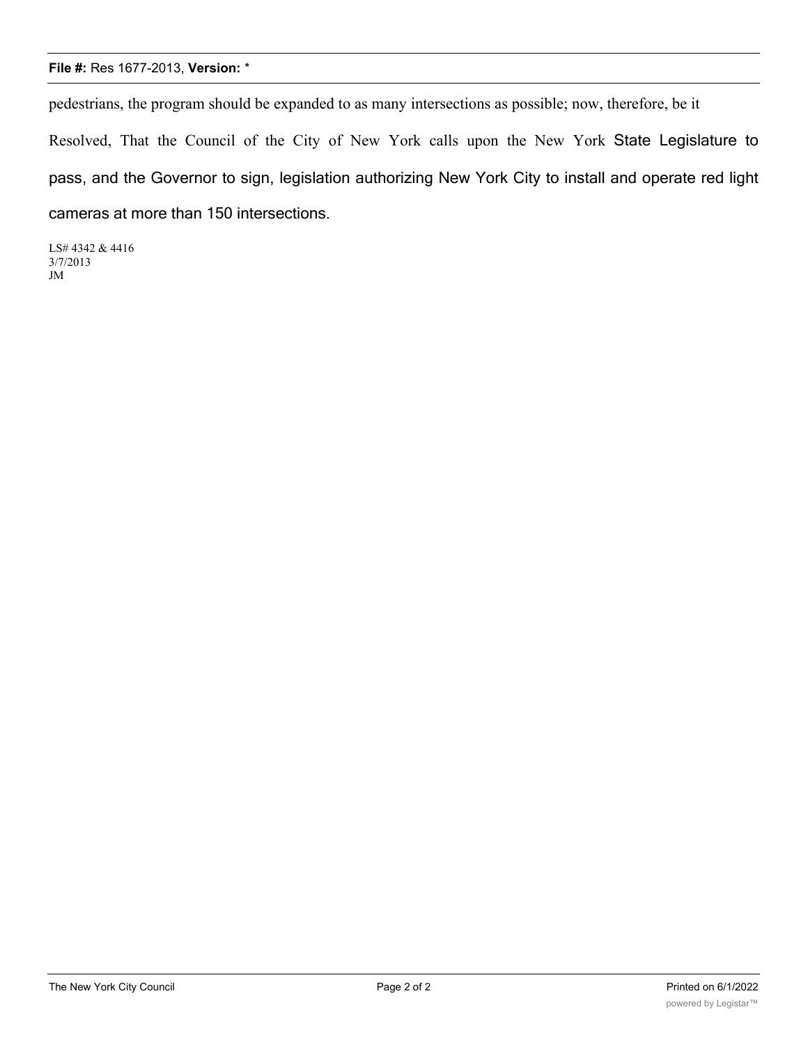pedestrians, the program should be expanded to as many intersections as possible; now, therefore, be it

Resolved, That the Council of the City of New York calls upon the New York State Legislature to pass, and the Governor to sign, legislation authorizing New York City to install and operate red light cameras at more than 150 intersections.

LS# 4342 & 4416
3/7/2013
JM